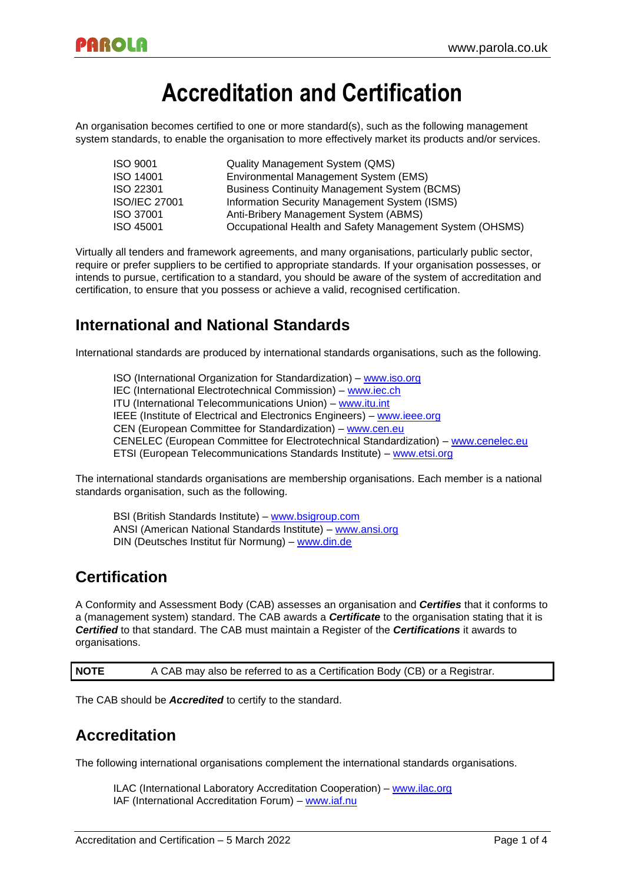# Accreditation and Certification

An organisation becomes certified to one or more standard(s), such as the following management system standards, to enable the organisation to more effectively market its products and/or services.

| | |
|---|---|
| ISO 9001 | Quality Management System (QMS) |
| ISO 14001 | Environmental Management System (EMS) |
| ISO 22301 | Business Continuity Management System (BCMS) |
| ISO/IEC 27001 | Information Security Management System (ISMS) |
| ISO 37001 | Anti-Bribery Management System (ABMS) |
| ISO 45001 | Occupational Health and Safety Management System (OHSMS) |

Virtually all tenders and framework agreements, and many organisations, particularly public sector, require or prefer suppliers to be certified to appropriate standards. If your organisation possesses, or intends to pursue, certification to a standard, you should be aware of the system of accreditation and certification, to ensure that you possess or achieve a valid, recognised certification.

## International and National Standards

International standards are produced by international standards organisations, such as the following.

- ISO (International Organization for Standardization) – www.iso.org
- IEC (International Electrotechnical Commission) – www.iec.ch
- ITU (International Telecommunications Union) – www.itu.int
- IEEE (Institute of Electrical and Electronics Engineers) – www.ieee.org
- CEN (European Committee for Standardization) – www.cen.eu
- CENELEC (European Committee for Electrotechnical Standardization) – www.cenelec.eu
- ETSI (European Telecommunications Standards Institute) – www.etsi.org

The international standards organisations are membership organisations. Each member is a national standards organisation, such as the following.

- BSI (British Standards Institute) – www.bsigroup.com
- ANSI (American National Standards Institute) – www.ansi.org
- DIN (Deutsches Institut für Normung) – www.din.de

## Certification

A Conformity and Assessment Body (CAB) assesses an organisation and ***Certifies*** that it conforms to a (management system) standard. The CAB awards a ***Certificate*** to the organisation stating that it is ***Certified*** to that standard. The CAB must maintain a Register of the ***Certifications*** it awards to organisations.

| **NOTE** | A CAB may also be referred to as a Certification Body (CB) or a Registrar. |
|---|---|

The CAB should be ***Accredited*** to certify to the standard.

## Accreditation

The following international organisations complement the international standards organisations.

- ILAC (International Laboratory Accreditation Cooperation) – www.ilac.org
- IAF (International Accreditation Forum) – www.iaf.nu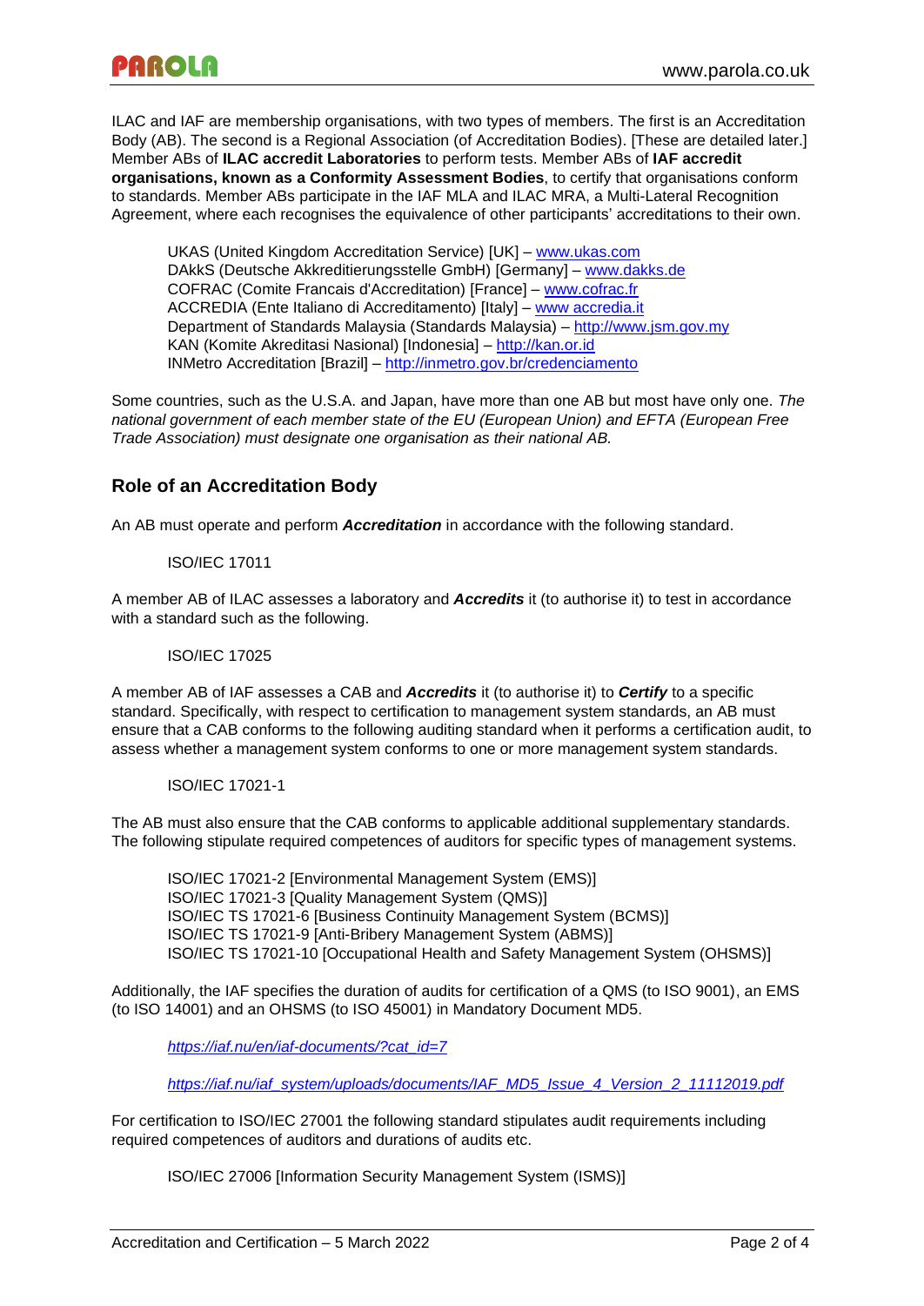ILAC and IAF are membership organisations, with two types of members. The first is an Accreditation Body (AB). The second is a Regional Association (of Accreditation Bodies). [These are detailed later.] Member ABs of **ILAC accredit Laboratories** to perform tests. Member ABs of **IAF accredit organisations, known as a Conformity Assessment Bodies**, to certify that organisations conform to standards. Member ABs participate in the IAF MLA and ILAC MRA, a Multi-Lateral Recognition Agreement, where each recognises the equivalence of other participants' accreditations to their own.

> UKAS (United Kingdom Accreditation Service) [UK] – www.ukas.com
> DAkkS (Deutsche Akkreditierungsstelle GmbH) [Germany] – www.dakks.de
> COFRAC (Comite Francais d'Accreditation) [France] – www.cofrac.fr
> ACCREDIA (Ente Italiano di Accreditamento) [Italy] – www accredia.it
> Department of Standards Malaysia (Standards Malaysia) – http://www.jsm.gov.my
> KAN (Komite Akreditasi Nasional) [Indonesia] – http://kan.or.id
> INMetro Accreditation [Brazil] – http://inmetro.gov.br/credenciamento

Some countries, such as the U.S.A. and Japan, have more than one AB but most have only one. *The national government of each member state of the EU (European Union) and EFTA (European Free Trade Association) must designate one organisation as their national AB.*

## Role of an Accreditation Body

An AB must operate and perform ***Accreditation*** in accordance with the following standard.

> ISO/IEC 17011

A member AB of ILAC assesses a laboratory and ***Accredits*** it (to authorise it) to test in accordance with a standard such as the following.

> ISO/IEC 17025

A member AB of IAF assesses a CAB and ***Accredits*** it (to authorise it) to ***Certify*** to a specific standard. Specifically, with respect to certification to management system standards, an AB must ensure that a CAB conforms to the following auditing standard when it performs a certification audit, to assess whether a management system conforms to one or more management system standards.

> ISO/IEC 17021-1

The AB must also ensure that the CAB conforms to applicable additional supplementary standards. The following stipulate required competences of auditors for specific types of management systems.

> ISO/IEC 17021-2 [Environmental Management System (EMS)]
> ISO/IEC 17021-3 [Quality Management System (QMS)]
> ISO/IEC TS 17021-6 [Business Continuity Management System (BCMS)]
> ISO/IEC TS 17021-9 [Anti-Bribery Management System (ABMS)]
> ISO/IEC TS 17021-10 [Occupational Health and Safety Management System (OHSMS)]

Additionally, the IAF specifies the duration of audits for certification of a QMS (to ISO 9001), an EMS (to ISO 14001) and an OHSMS (to ISO 45001) in Mandatory Document MD5.

> *https://iaf.nu/en/iaf-documents/?cat_id=7*
>
> *https://iaf.nu/iaf_system/uploads/documents/IAF_MD5_Issue_4_Version_2_11112019.pdf*

For certification to ISO/IEC 27001 the following standard stipulates audit requirements including required competences of auditors and durations of audits etc.

> ISO/IEC 27006 [Information Security Management System (ISMS)]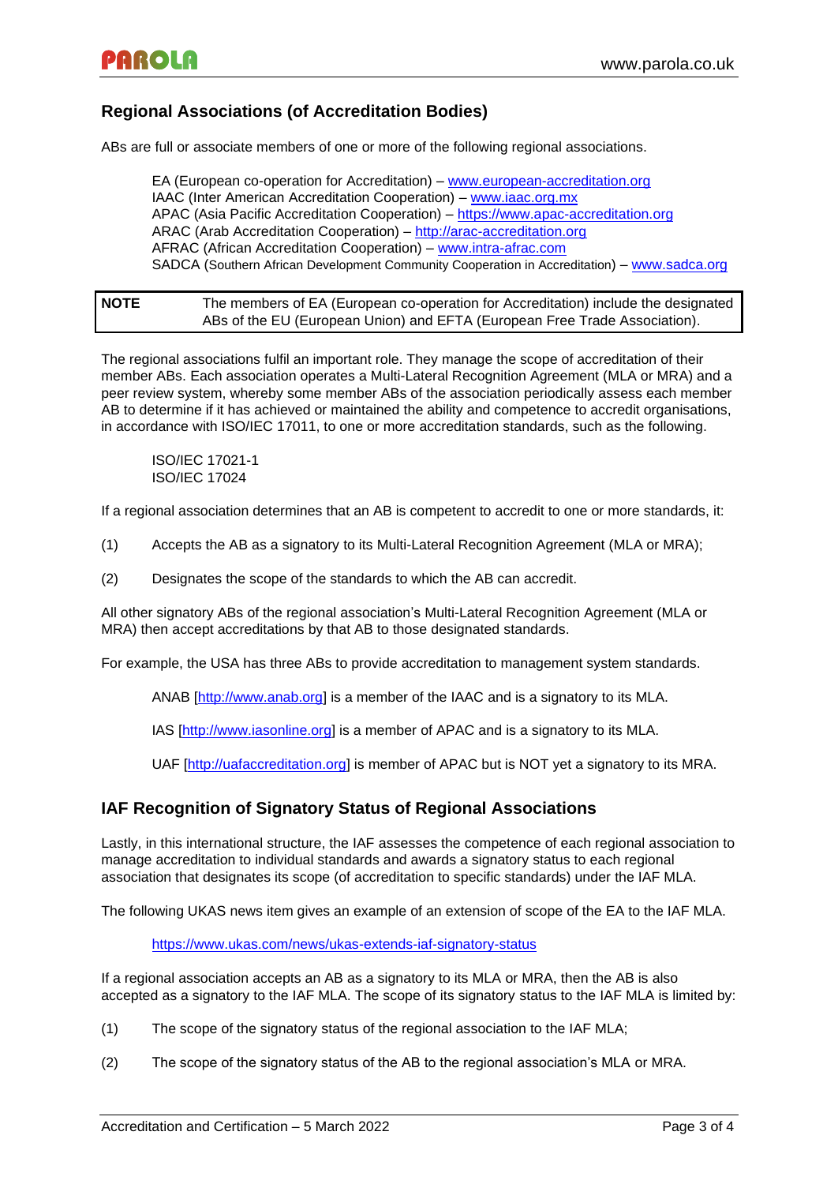## Regional Associations (of Accreditation Bodies)

ABs are full or associate members of one or more of the following regional associations.

EA (European co-operation for Accreditation) – www.european-accreditation.org
IAAC (Inter American Accreditation Cooperation) – www.iaac.org.mx
APAC (Asia Pacific Accreditation Cooperation) – https://www.apac-accreditation.org
ARAC (Arab Accreditation Cooperation) – http://arac-accreditation.org
AFRAC (African Accreditation Cooperation) – www.intra-afrac.com
SADCA (Southern African Development Community Cooperation in Accreditation) – www.sadca.org

| **NOTE** | The members of EA (European co-operation for Accreditation) include the designated ABs of the EU (European Union) and EFTA (European Free Trade Association). |
|---|---|

The regional associations fulfil an important role. They manage the scope of accreditation of their member ABs. Each association operates a Multi-Lateral Recognition Agreement (MLA or MRA) and a peer review system, whereby some member ABs of the association periodically assess each member AB to determine if it has achieved or maintained the ability and competence to accredit organisations, in accordance with ISO/IEC 17011, to one or more accreditation standards, such as the following.

ISO/IEC 17021-1
ISO/IEC 17024

If a regional association determines that an AB is competent to accredit to one or more standards, it:

(1) Accepts the AB as a signatory to its Multi-Lateral Recognition Agreement (MLA or MRA);

(2) Designates the scope of the standards to which the AB can accredit.

All other signatory ABs of the regional association's Multi-Lateral Recognition Agreement (MLA or MRA) then accept accreditations by that AB to those designated standards.

For example, the USA has three ABs to provide accreditation to management system standards.

ANAB [http://www.anab.org] is a member of the IAAC and is a signatory to its MLA.

IAS [http://www.iasonline.org] is a member of APAC and is a signatory to its MLA.

UAF [http://uafaccreditation.org] is member of APAC but is NOT yet a signatory to its MRA.

## IAF Recognition of Signatory Status of Regional Associations

Lastly, in this international structure, the IAF assesses the competence of each regional association to manage accreditation to individual standards and awards a signatory status to each regional association that designates its scope (of accreditation to specific standards) under the IAF MLA.

The following UKAS news item gives an example of an extension of scope of the EA to the IAF MLA.

https://www.ukas.com/news/ukas-extends-iaf-signatory-status

If a regional association accepts an AB as a signatory to its MLA or MRA, then the AB is also accepted as a signatory to the IAF MLA. The scope of its signatory status to the IAF MLA is limited by:

(1) The scope of the signatory status of the regional association to the IAF MLA;

(2) The scope of the signatory status of the AB to the regional association's MLA or MRA.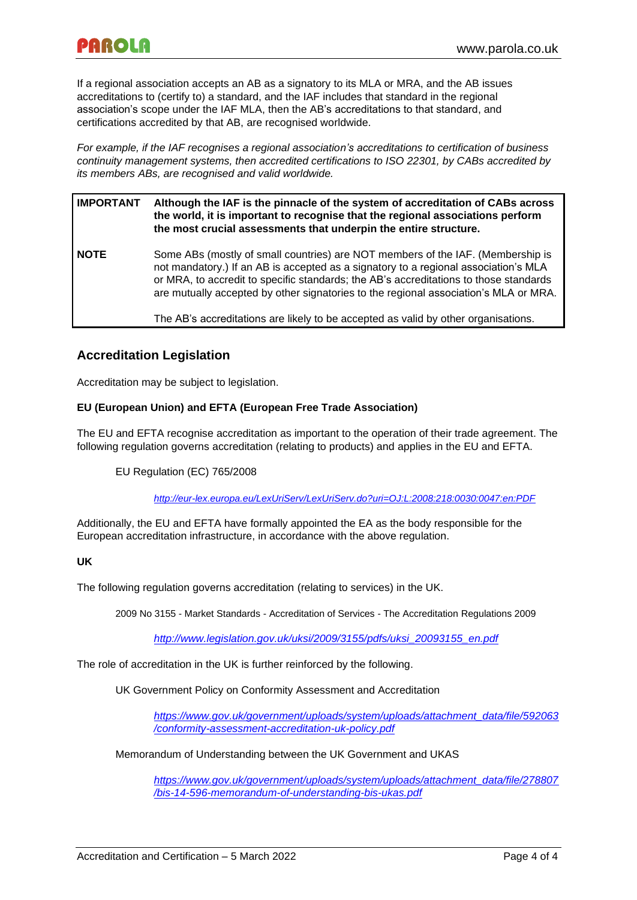If a regional association accepts an AB as a signatory to its MLA or MRA, and the AB issues accreditations to (certify to) a standard, and the IAF includes that standard in the regional association's scope under the IAF MLA, then the AB's accreditations to that standard, and certifications accredited by that AB, are recognised worldwide.

*For example, if the IAF recognises a regional association's accreditations to certification of business continuity management systems, then accredited certifications to ISO 22301, by CABs accredited by its members ABs, are recognised and valid worldwide.*

| | |
|---|---|
| **IMPORTANT** | **Although the IAF is the pinnacle of the system of accreditation of CABs across the world, it is important to recognise that the regional associations perform the most crucial assessments that underpin the entire structure.** |
| **NOTE** | Some ABs (mostly of small countries) are NOT members of the IAF. (Membership is not mandatory.) If an AB is accepted as a signatory to a regional association's MLA or MRA, to accredit to specific standards; the AB's accreditations to those standards are mutually accepted by other signatories to the regional association's MLA or MRA.<br><br>The AB's accreditations are likely to be accepted as valid by other organisations. |

## Accreditation Legislation

Accreditation may be subject to legislation.

**EU (European Union) and EFTA (European Free Trade Association)**

The EU and EFTA recognise accreditation as important to the operation of their trade agreement. The following regulation governs accreditation (relating to products) and applies in the EU and EFTA.

EU Regulation (EC) 765/2008

*http://eur-lex.europa.eu/LexUriServ/LexUriServ.do?uri=OJ:L:2008:218:0030:0047:en:PDF*

Additionally, the EU and EFTA have formally appointed the EA as the body responsible for the European accreditation infrastructure, in accordance with the above regulation.

**UK**

The following regulation governs accreditation (relating to services) in the UK.

2009 No 3155 - Market Standards - Accreditation of Services - The Accreditation Regulations 2009

*http://www.legislation.gov.uk/uksi/2009/3155/pdfs/uksi_20093155_en.pdf*

The role of accreditation in the UK is further reinforced by the following.

UK Government Policy on Conformity Assessment and Accreditation

*https://www.gov.uk/government/uploads/system/uploads/attachment_data/file/592063/conformity-assessment-accreditation-uk-policy.pdf*

Memorandum of Understanding between the UK Government and UKAS

*https://www.gov.uk/government/uploads/system/uploads/attachment_data/file/278807/bis-14-596-memorandum-of-understanding-bis-ukas.pdf*